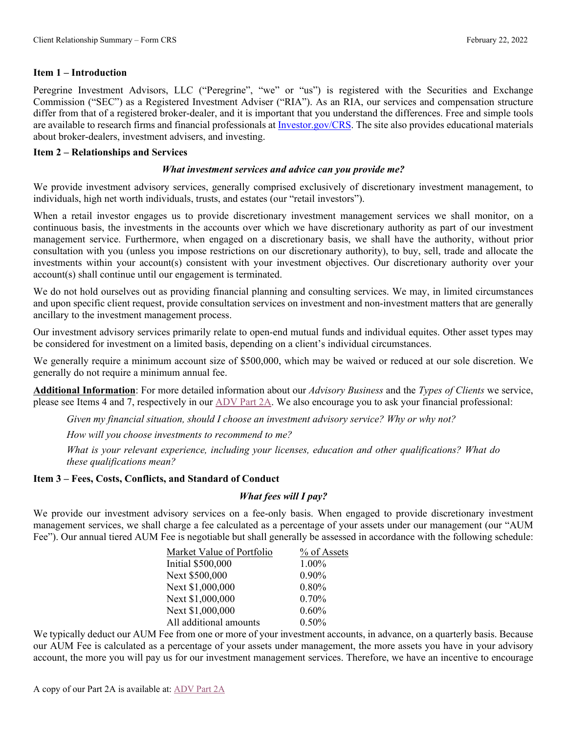## Item 1 – Introduction

Peregrine Investment Advisors, LLC ("Peregrine", "we" or "us") is registered with the Securities and Exchange Commission ("SEC") as a Registered Investment Adviser ("RIA"). As an RIA, our services and compensation structure differ from that of a registered broker-dealer, and it is important that you understand the differences. Free and simple tools are available to research firms and financial professionals at [Investor.gov/CRS](Investor.gov/CRS). The site also provides educational materials about broker-dealers, investment advisers, and investing.

## Item 2 – Relationships and Services

***What investment services and advice can you provide me?***

We provide investment advisory services, generally comprised exclusively of discretionary investment management, to individuals, high net worth individuals, trusts, and estates (our "retail investors").

When a retail investor engages us to provide discretionary investment management services we shall monitor, on a continuous basis, the investments in the accounts over which we have discretionary authority as part of our investment management service. Furthermore, when engaged on a discretionary basis, we shall have the authority, without prior consultation with you (unless you impose restrictions on our discretionary authority), to buy, sell, trade and allocate the investments within your account(s) consistent with your investment objectives. Our discretionary authority over your account(s) shall continue until our engagement is terminated.

We do not hold ourselves out as providing financial planning and consulting services. We may, in limited circumstances and upon specific client request, provide consultation services on investment and non-investment matters that are generally ancillary to the investment management process.

Our investment advisory services primarily relate to open-end mutual funds and individual equites. Other asset types may be considered for investment on a limited basis, depending on a client's individual circumstances.

We generally require a minimum account size of $500,000, which may be waived or reduced at our sole discretion. We generally do not require a minimum annual fee.

**Additional Information**: For more detailed information about our *Advisory Business* and the *Types of Clients* we service, please see Items 4 and 7, respectively in our ADV Part 2A. We also encourage you to ask your financial professional:

*Given my financial situation, should I choose an investment advisory service? Why or why not?*

*How will you choose investments to recommend to me?*

*What is your relevant experience, including your licenses, education and other qualifications? What do these qualifications mean?*

## Item 3 – Fees, Costs, Conflicts, and Standard of Conduct

***What fees will I pay?***

We provide our investment advisory services on a fee-only basis. When engaged to provide discretionary investment management services, we shall charge a fee calculated as a percentage of your assets under our management (our "AUM Fee"). Our annual tiered AUM Fee is negotiable but shall generally be assessed in accordance with the following schedule:

| Market Value of Portfolio | % of Assets |
|---|---|
| Initial $500,000 | 1.00% |
| Next $500,000 | 0.90% |
| Next $1,000,000 | 0.80% |
| Next $1,000,000 | 0.70% |
| Next $1,000,000 | 0.60% |
| All additional amounts | 0.50% |

We typically deduct our AUM Fee from one or more of your investment accounts, in advance, on a quarterly basis. Because our AUM Fee is calculated as a percentage of your assets under management, the more assets you have in your advisory account, the more you will pay us for our investment management services. Therefore, we have an incentive to encourage

A copy of our Part 2A is available at: ADV Part 2A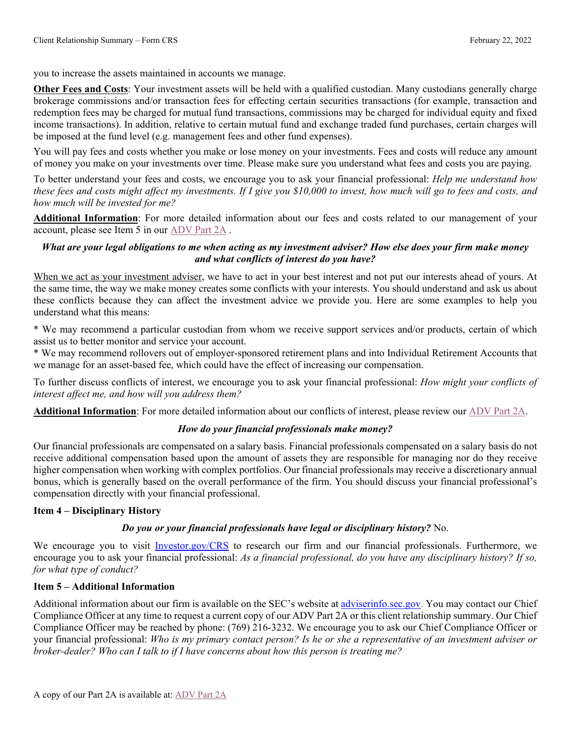you to increase the assets maintained in accounts we manage.

**Other Fees and Costs**: Your investment assets will be held with a qualified custodian. Many custodians generally charge brokerage commissions and/or transaction fees for effecting certain securities transactions (for example, transaction and redemption fees may be charged for mutual fund transactions, commissions may be charged for individual equity and fixed income transactions). In addition, relative to certain mutual fund and exchange traded fund purchases, certain charges will be imposed at the fund level (e.g. management fees and other fund expenses).

You will pay fees and costs whether you make or lose money on your investments. Fees and costs will reduce any amount of money you make on your investments over time. Please make sure you understand what fees and costs you are paying.

To better understand your fees and costs, we encourage you to ask your financial professional: *Help me understand how these fees and costs might affect my investments. If I give you $10,000 to invest, how much will go to fees and costs, and how much will be invested for me?*

**Additional Information**: For more detailed information about our fees and costs related to our management of your account, please see Item 5 in our ADV Part 2A .

***What are your legal obligations to me when acting as my investment adviser? How else does your firm make money and what conflicts of interest do you have?***

When we act as your investment adviser, we have to act in your best interest and not put our interests ahead of yours. At the same time, the way we make money creates some conflicts with your interests. You should understand and ask us about these conflicts because they can affect the investment advice we provide you. Here are some examples to help you understand what this means:

* We may recommend a particular custodian from whom we receive support services and/or products, certain of which assist us to better monitor and service your account.
* We may recommend rollovers out of employer-sponsored retirement plans and into Individual Retirement Accounts that we manage for an asset-based fee, which could have the effect of increasing our compensation.

To further discuss conflicts of interest, we encourage you to ask your financial professional: *How might your conflicts of interest affect me, and how will you address them?*

**Additional Information**: For more detailed information about our conflicts of interest, please review our ADV Part 2A.

***How do your financial professionals make money?***

Our financial professionals are compensated on a salary basis. Financial professionals compensated on a salary basis do not receive additional compensation based upon the amount of assets they are responsible for managing nor do they receive higher compensation when working with complex portfolios. Our financial professionals may receive a discretionary annual bonus, which is generally based on the overall performance of the firm. You should discuss your financial professional's compensation directly with your financial professional.

### Item 4 – Disciplinary History

***Do you or your financial professionals have legal or disciplinary history?*** No.

We encourage you to visit Investor.gov/CRS to research our firm and our financial professionals. Furthermore, we encourage you to ask your financial professional: *As a financial professional, do you have any disciplinary history? If so, for what type of conduct?*

### Item 5 – Additional Information

Additional information about our firm is available on the SEC's website at adviserinfo.sec.gov. You may contact our Chief Compliance Officer at any time to request a current copy of our ADV Part 2A or this client relationship summary. Our Chief Compliance Officer may be reached by phone: (769) 216-3232. We encourage you to ask our Chief Compliance Officer or your financial professional: *Who is my primary contact person? Is he or she a representative of an investment adviser or broker-dealer? Who can I talk to if I have concerns about how this person is treating me?*

A copy of our Part 2A is available at: ADV Part 2A